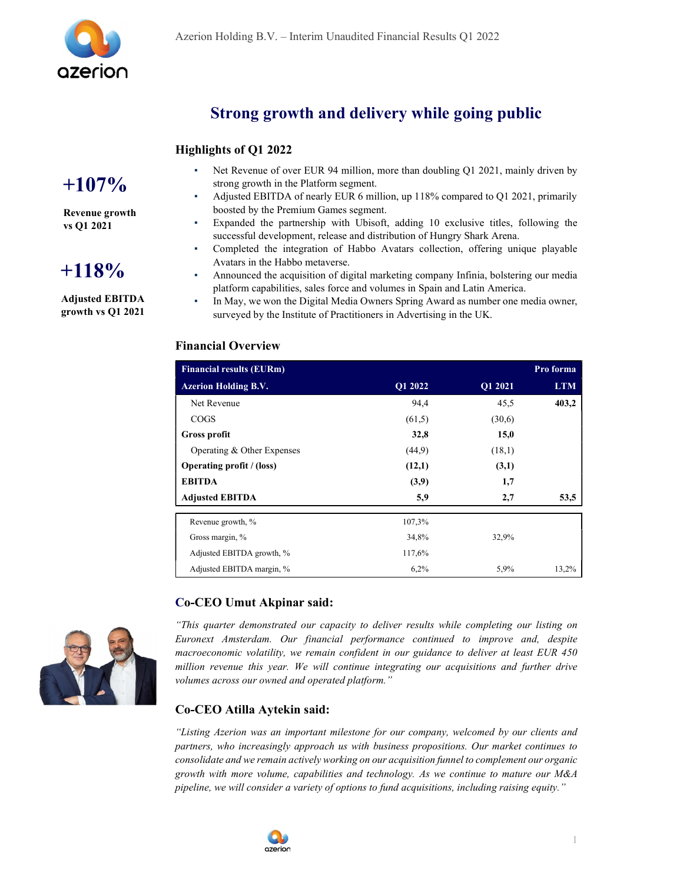# Strong growth and delivery while going public

## Highlights of Q1 2022

**+107%**

**Revenue growth vs Q1 2021**

**+118%**

**Adjusted EBITDA growth vs Q1 2021**

- Net Revenue of over EUR 94 million, more than doubling Q1 2021, mainly driven by strong growth in the Platform segment.
- Adjusted EBITDA of nearly EUR 6 million, up 118% compared to Q1 2021, primarily boosted by the Premium Games segment.
- Expanded the partnership with Ubisoft, adding 10 exclusive titles, following the successful development, release and distribution of Hungry Shark Arena.
- Completed the integration of Habbo Avatars collection, offering unique playable Avatars in the Habbo metaverse.
- Announced the acquisition of digital marketing company Infinia, bolstering our media platform capabilities, sales force and volumes in Spain and Latin America.
- In May, we won the Digital Media Owners Spring Award as number one media owner, surveyed by the Institute of Practitioners in Advertising in the UK.

## Financial Overview

| Financial results (EURm) Azerion Holding B.V. | Q1 2022 | Q1 2021 | Pro forma LTM |
|---|---|---|---|
| Net Revenue | 94,4 | 45,5 | **403,2** |
| COGS | (61,5) | (30,6) | |
| **Gross profit** | **32,8** | **15,0** | |
| Operating & Other Expenses | (44,9) | (18,1) | |
| **Operating profit / (loss)** | **(12,1)** | **(3,1)** | |
| **EBITDA** | **(3,9)** | **1,7** | |
| **Adjusted EBITDA** | **5,9** | **2,7** | **53,5** |
| Revenue growth, % | 107,3% | | |
| Gross margin, % | 34,8% | 32,9% | |
| Adjusted EBITDA growth, % | 117,6% | | |
| Adjusted EBITDA margin, % | 6,2% | 5,9% | 13,2% |

## Co-CEO Umut Akpinar said:

*"This quarter demonstrated our capacity to deliver results while completing our listing on Euronext Amsterdam. Our financial performance continued to improve and, despite macroeconomic volatility, we remain confident in our guidance to deliver at least EUR 450 million revenue this year. We will continue integrating our acquisitions and further drive volumes across our owned and operated platform."*

## Co-CEO Atilla Aytekin said:

*"Listing Azerion was an important milestone for our company, welcomed by our clients and partners, who increasingly approach us with business propositions. Our market continues to consolidate and we remain actively working on our acquisition funnel to complement our organic growth with more volume, capabilities and technology. As we continue to mature our M&A pipeline, we will consider a variety of options to fund acquisitions, including raising equity."*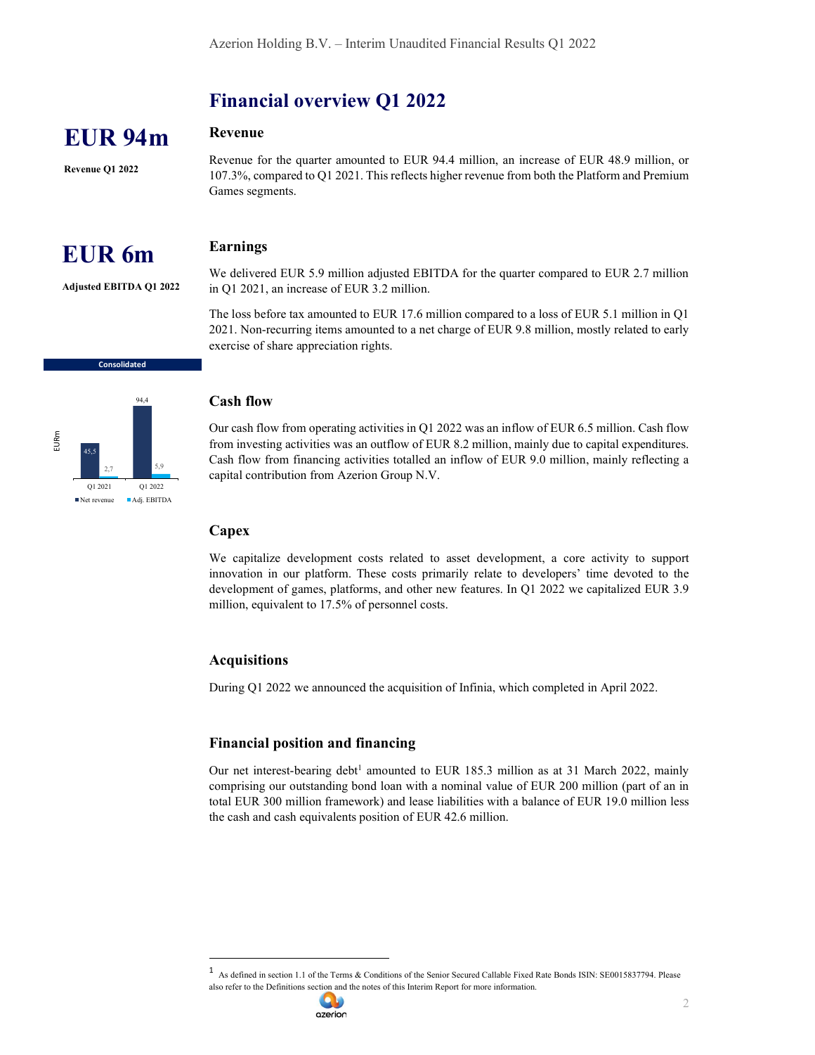# Financial overview Q1 2022

**EUR 94m**

**Revenue Q1 2022**

## Revenue

Revenue for the quarter amounted to EUR 94.4 million, an increase of EUR 48.9 million, or 107.3%, compared to Q1 2021. This reflects higher revenue from both the Platform and Premium Games segments.

**EUR 6m**

**Adjusted EBITDA Q1 2022**

## Earnings

We delivered EUR 5.9 million adjusted EBITDA for the quarter compared to EUR 2.7 million in Q1 2021, an increase of EUR 3.2 million.

The loss before tax amounted to EUR 17.6 million compared to a loss of EUR 5.1 million in Q1 2021. Non-recurring items amounted to a net charge of EUR 9.8 million, mostly related to early exercise of share appreciation rights.

**Consolidated**

| EURm | Net revenue | Adj. EBITDA |
|---|---|---|
| Q1 2021 | 45,5 | 2,7 |
| Q1 2022 | 94,4 | 5,9 |

## Cash flow

Our cash flow from operating activities in Q1 2022 was an inflow of EUR 6.5 million. Cash flow from investing activities was an outflow of EUR 8.2 million, mainly due to capital expenditures. Cash flow from financing activities totalled an inflow of EUR 9.0 million, mainly reflecting a capital contribution from Azerion Group N.V.

## Capex

We capitalize development costs related to asset development, a core activity to support innovation in our platform. These costs primarily relate to developers' time devoted to the development of games, platforms, and other new features. In Q1 2022 we capitalized EUR 3.9 million, equivalent to 17.5% of personnel costs.

## Acquisitions

During Q1 2022 we announced the acquisition of Infinia, which completed in April 2022.

## Financial position and financing

Our net interest-bearing debt[1] amounted to EUR 185.3 million as at 31 March 2022, mainly comprising our outstanding bond loan with a nominal value of EUR 200 million (part of an in total EUR 300 million framework) and lease liabilities with a balance of EUR 19.0 million less the cash and cash equivalents position of EUR 42.6 million.

---

[1] As defined in section 1.1 of the Terms & Conditions of the Senior Secured Callable Fixed Rate Bonds ISIN: SE0015837794. Please also refer to the Definitions section and the notes of this Interim Report for more information.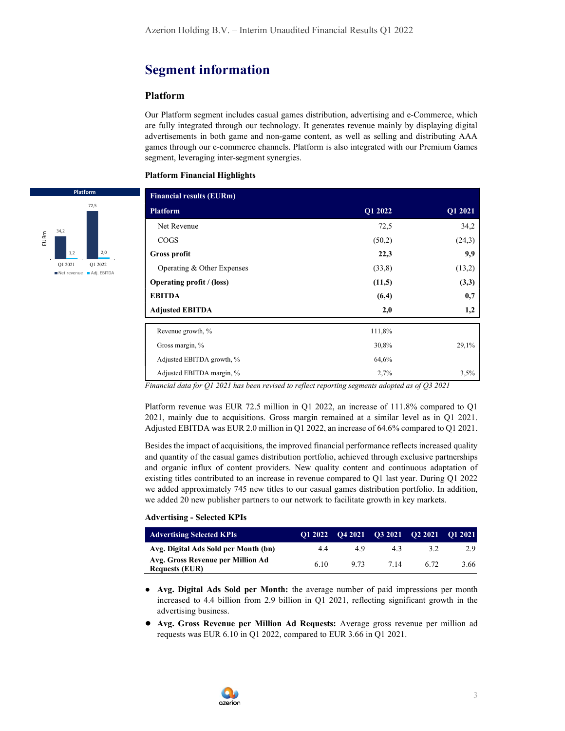## Segment information

### Platform

Our Platform segment includes casual games distribution, advertising and e-Commerce, which are fully integrated through our technology. It generates revenue mainly by displaying digital advertisements in both game and non-game content, as well as selling and distributing AAA games through our e-commerce channels. Platform is also integrated with our Premium Games segment, leveraging inter-segment synergies.

**Platform Financial Highlights**

| Financial results (EURm) | | |
|---|---|---|
| **Platform** | **Q1 2022** | **Q1 2021** |
| Net Revenue | 72,5 | 34,2 |
| COGS | (50,2) | (24,3) |
| **Gross profit** | **22,3** | **9,9** |
| Operating & Other Expenses | (33,8) | (13,2) |
| **Operating profit / (loss)** | **(11,5)** | **(3,3)** |
| **EBITDA** | **(6,4)** | **0,7** |
| **Adjusted EBITDA** | **2,0** | **1,2** |
| Revenue growth, % | 111,8% | |
| Gross margin, % | 30,8% | 29,1% |
| Adjusted EBITDA growth, % | 64,6% | |
| Adjusted EBITDA margin, % | 2,7% | 3,5% |

*Financial data for Q1 2021 has been revised to reflect reporting segments adopted as of Q3 2021*

Platform revenue was EUR 72.5 million in Q1 2022, an increase of 111.8% compared to Q1 2021, mainly due to acquisitions. Gross margin remained at a similar level as in Q1 2021. Adjusted EBITDA was EUR 2.0 million in Q1 2022, an increase of 64.6% compared to Q1 2021.

Besides the impact of acquisitions, the improved financial performance reflects increased quality and quantity of the casual games distribution portfolio, achieved through exclusive partnerships and organic influx of content providers. New quality content and continuous adaptation of existing titles contributed to an increase in revenue compared to Q1 last year. During Q1 2022 we added approximately 745 new titles to our casual games distribution portfolio. In addition, we added 20 new publisher partners to our network to facilitate growth in key markets.

**Advertising - Selected KPIs**

| Advertising Selected KPIs | Q1 2022 | Q4 2021 | Q3 2021 | Q2 2021 | Q1 2021 |
|---|---|---|---|---|---|
| **Avg. Digital Ads Sold per Month (bn)** | 4.4 | 4.9 | 4.3 | 3.2 | 2.9 |
| **Avg. Gross Revenue per Million Ad Requests (EUR)** | 6.10 | 9.73 | 7.14 | 6.72 | 3.66 |

- **Avg. Digital Ads Sold per Month:** the average number of paid impressions per month increased to 4.4 billion from 2.9 billion in Q1 2021, reflecting significant growth in the advertising business.
- **Avg. Gross Revenue per Million Ad Requests:** Average gross revenue per million ad requests was EUR 6.10 in Q1 2022, compared to EUR 3.66 in Q1 2021.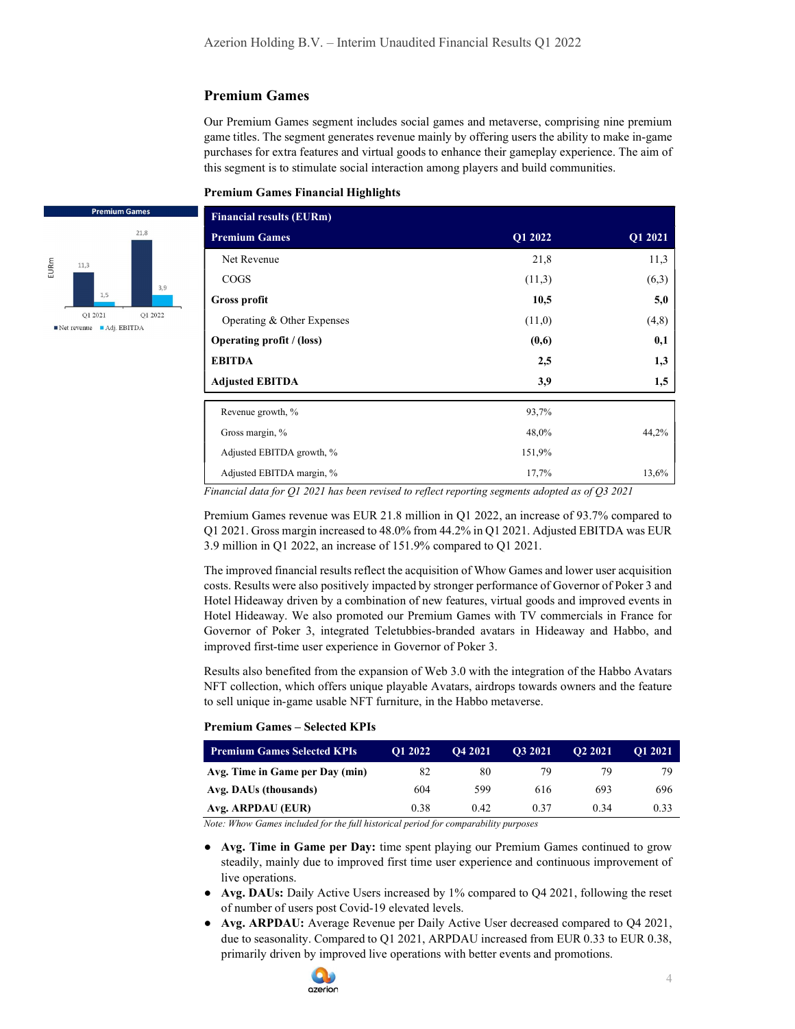## Premium Games

Our Premium Games segment includes social games and metaverse, comprising nine premium game titles. The segment generates revenue mainly by offering users the ability to make in-game purchases for extra features and virtual goods to enhance their gameplay experience. The aim of this segment is to stimulate social interaction among players and build communities.

**Premium Games Financial Highlights**

| Financial results (EURm) | | |
|---|---|---|
| **Premium Games** | **Q1 2022** | **Q1 2021** |
| Net Revenue | 21,8 | 11,3 |
| COGS | (11,3) | (6,3) |
| **Gross profit** | **10,5** | **5,0** |
| Operating & Other Expenses | (11,0) | (4,8) |
| **Operating profit / (loss)** | **(0,6)** | **0,1** |
| **EBITDA** | **2,5** | **1,3** |
| **Adjusted EBITDA** | **3,9** | **1,5** |
| Revenue growth, % | 93,7% | |
| Gross margin, % | 48,0% | 44,2% |
| Adjusted EBITDA growth, % | 151,9% | |
| Adjusted EBITDA margin, % | 17,7% | 13,6% |

*Financial data for Q1 2021 has been revised to reflect reporting segments adopted as of Q3 2021*

Premium Games revenue was EUR 21.8 million in Q1 2022, an increase of 93.7% compared to Q1 2021. Gross margin increased to 48.0% from 44.2% in Q1 2021. Adjusted EBITDA was EUR 3.9 million in Q1 2022, an increase of 151.9% compared to Q1 2021.

The improved financial results reflect the acquisition of Whow Games and lower user acquisition costs. Results were also positively impacted by stronger performance of Governor of Poker 3 and Hotel Hideaway driven by a combination of new features, virtual goods and improved events in Hotel Hideaway. We also promoted our Premium Games with TV commercials in France for Governor of Poker 3, integrated Teletubbies-branded avatars in Hideaway and Habbo, and improved first-time user experience in Governor of Poker 3.

Results also benefited from the expansion of Web 3.0 with the integration of the Habbo Avatars NFT collection, which offers unique playable Avatars, airdrops towards owners and the feature to sell unique in-game usable NFT furniture, in the Habbo metaverse.

**Premium Games – Selected KPIs**

| Premium Games Selected KPIs | Q1 2022 | Q4 2021 | Q3 2021 | Q2 2021 | Q1 2021 |
|---|---|---|---|---|---|
| **Avg. Time in Game per Day (min)** | 82 | 80 | 79 | 79 | 79 |
| **Avg. DAUs (thousands)** | 604 | 599 | 616 | 693 | 696 |
| **Avg. ARPDAU (EUR)** | 0.38 | 0.42 | 0.37 | 0.34 | 0.33 |

*Note: Whow Games included for the full historical period for comparability purposes*

- **Avg. Time in Game per Day:** time spent playing our Premium Games continued to grow steadily, mainly due to improved first time user experience and continuous improvement of live operations.
- **Avg. DAUs:** Daily Active Users increased by 1% compared to Q4 2021, following the reset of number of users post Covid-19 elevated levels.
- **Avg. ARPDAU:** Average Revenue per Daily Active User decreased compared to Q4 2021, due to seasonality. Compared to Q1 2021, ARPDAU increased from EUR 0.33 to EUR 0.38, primarily driven by improved live operations with better events and promotions.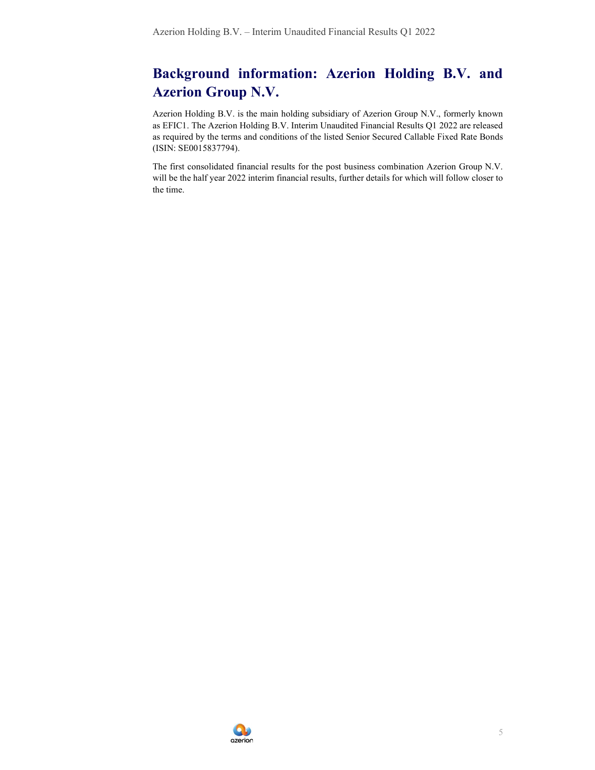# Background information: Azerion Holding B.V. and Azerion Group N.V.

Azerion Holding B.V. is the main holding subsidiary of Azerion Group N.V., formerly known as EFIC1. The Azerion Holding B.V. Interim Unaudited Financial Results Q1 2022 are released as required by the terms and conditions of the listed Senior Secured Callable Fixed Rate Bonds (ISIN: SE0015837794).

The first consolidated financial results for the post business combination Azerion Group N.V. will be the half year 2022 interim financial results, further details for which will follow closer to the time.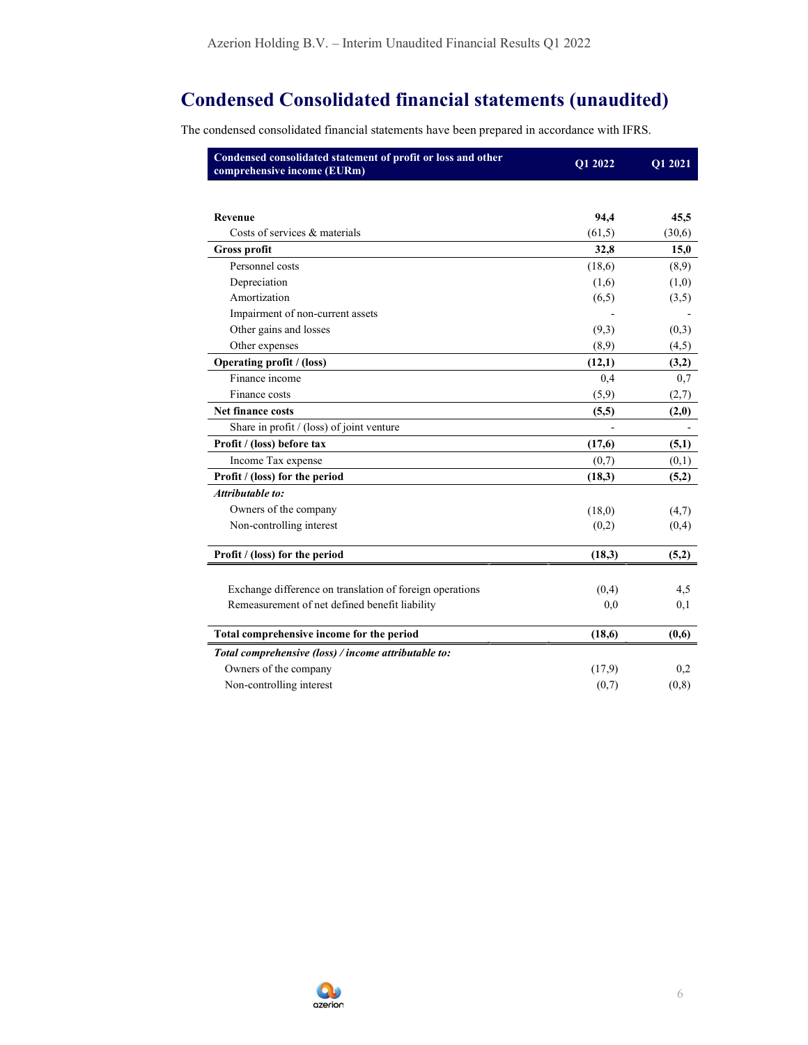# Condensed Consolidated financial statements (unaudited)

The condensed consolidated financial statements have been prepared in accordance with IFRS.

| Condensed consolidated statement of profit or loss and other comprehensive income (EURm) | Q1 2022 | Q1 2021 |
|---|---|---|
| **Revenue** | **94,4** | **45,5** |
| Costs of services & materials | (61,5) | (30,6) |
| **Gross profit** | **32,8** | **15,0** |
| Personnel costs | (18,6) | (8,9) |
| Depreciation | (1,6) | (1,0) |
| Amortization | (6,5) | (3,5) |
| Impairment of non-current assets | - | - |
| Other gains and losses | (9,3) | (0,3) |
| Other expenses | (8,9) | (4,5) |
| **Operating profit / (loss)** | **(12,1)** | **(3,2)** |
| Finance income | 0,4 | 0,7 |
| Finance costs | (5,9) | (2,7) |
| **Net finance costs** | **(5,5)** | **(2,0)** |
| Share in profit / (loss) of joint venture | - | - |
| **Profit / (loss) before tax** | **(17,6)** | **(5,1)** |
| Income Tax expense | (0,7) | (0,1) |
| **Profit / (loss) for the period** | **(18,3)** | **(5,2)** |
| ***Attributable to:*** | | |
| Owners of the company | (18,0) | (4,7) |
| Non-controlling interest | (0,2) | (0,4) |
| **Profit / (loss) for the period** | **(18,3)** | **(5,2)** |
| Exchange difference on translation of foreign operations | (0,4) | 4,5 |
| Remeasurement of net defined benefit liability | 0,0 | 0,1 |
| **Total comprehensive income for the period** | **(18,6)** | **(0,6)** |
| ***Total comprehensive (loss) / income attributable to:*** | | |
| Owners of the company | (17,9) | 0,2 |
| Non-controlling interest | (0,7) | (0,8) |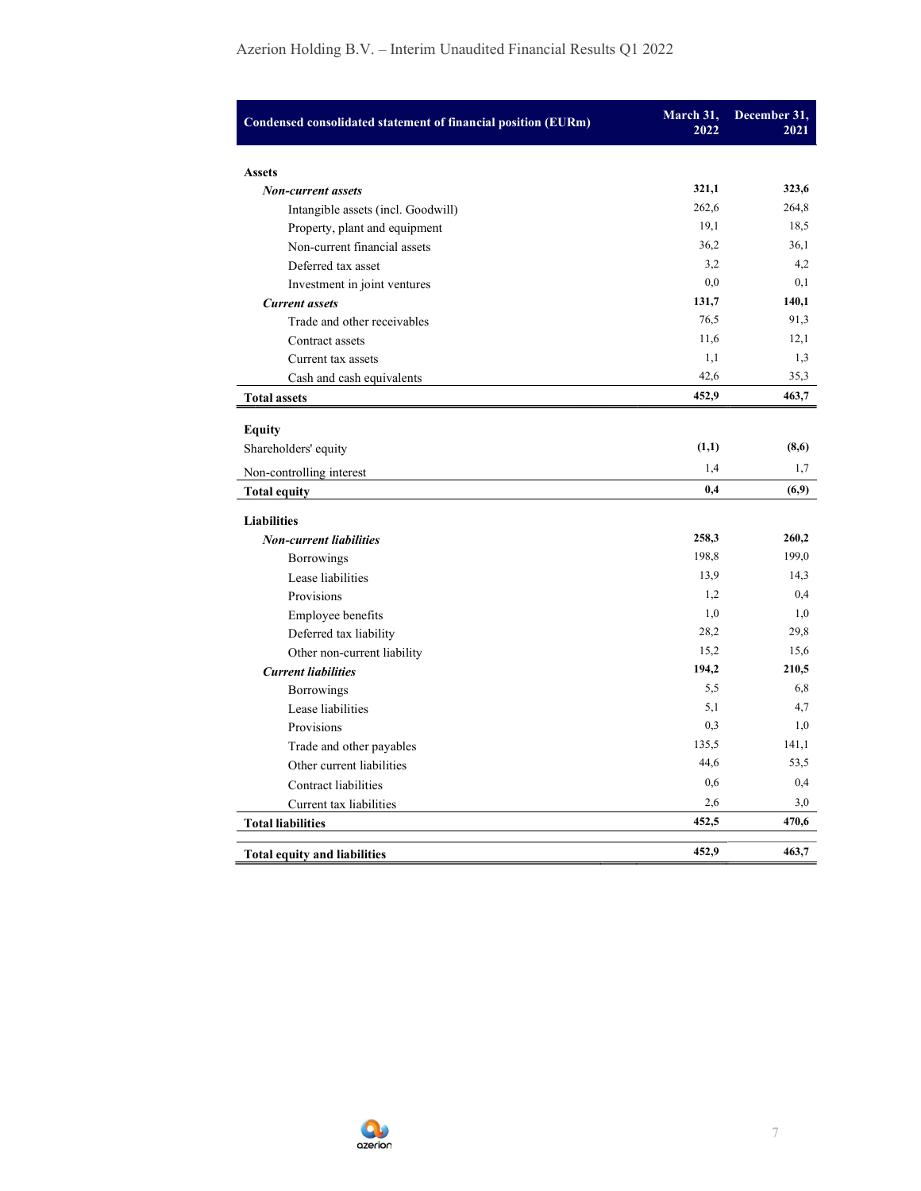| Condensed consolidated statement of financial position (EURm) | March 31, 2022 | December 31, 2021 |
|---|---|---|
| **Assets** | | |
| ***Non-current assets*** | **321,1** | **323,6** |
| Intangible assets (incl. Goodwill) | 262,6 | 264,8 |
| Property, plant and equipment | 19,1 | 18,5 |
| Non-current financial assets | 36,2 | 36,1 |
| Deferred tax asset | 3,2 | 4,2 |
| Investment in joint ventures | 0,0 | 0,1 |
| ***Current assets*** | **131,7** | **140,1** |
| Trade and other receivables | 76,5 | 91,3 |
| Contract assets | 11,6 | 12,1 |
| Current tax assets | 1,1 | 1,3 |
| Cash and cash equivalents | 42,6 | 35,3 |
| **Total assets** | **452,9** | **463,7** |
| **Equity** | | |
| Shareholders' equity | **(1,1)** | **(8,6)** |
| Non-controlling interest | 1,4 | 1,7 |
| **Total equity** | **0,4** | **(6,9)** |
| **Liabilities** | | |
| ***Non-current liabilities*** | **258,3** | **260,2** |
| Borrowings | 198,8 | 199,0 |
| Lease liabilities | 13,9 | 14,3 |
| Provisions | 1,2 | 0,4 |
| Employee benefits | 1,0 | 1,0 |
| Deferred tax liability | 28,2 | 29,8 |
| Other non-current liability | 15,2 | 15,6 |
| ***Current liabilities*** | **194,2** | **210,5** |
| Borrowings | 5,5 | 6,8 |
| Lease liabilities | 5,1 | 4,7 |
| Provisions | 0,3 | 1,0 |
| Trade and other payables | 135,5 | 141,1 |
| Other current liabilities | 44,6 | 53,5 |
| Contract liabilities | 0,6 | 0,4 |
| Current tax liabilities | 2,6 | 3,0 |
| **Total liabilities** | **452,5** | **470,6** |
| **Total equity and liabilities** | **452,9** | **463,7** |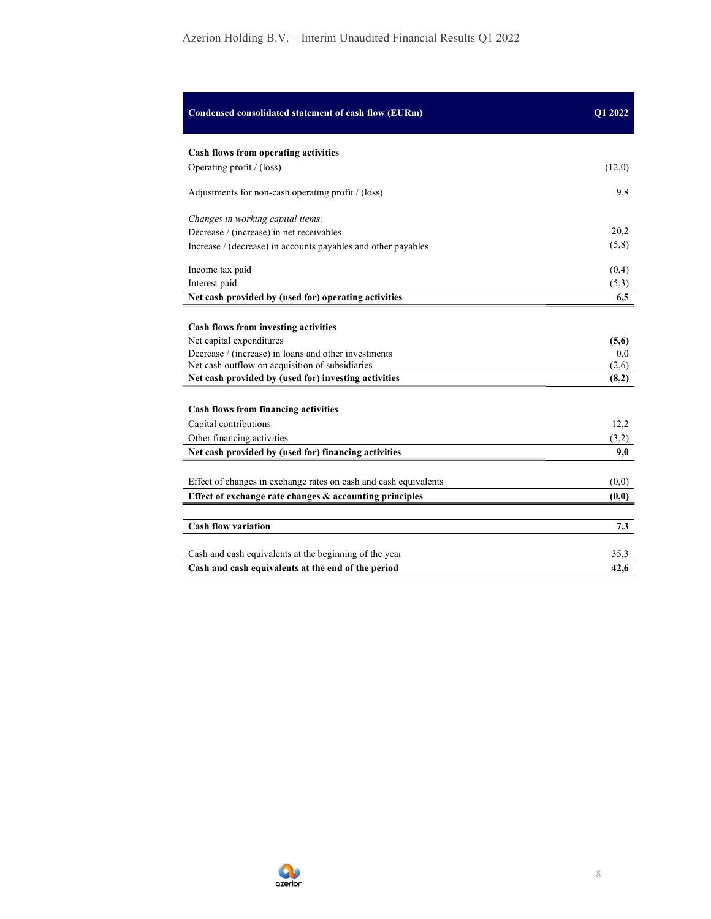| Condensed consolidated statement of cash flow (EURm) | Q1 2022 |
|---|---|
| **Cash flows from operating activities** | |
| Operating profit / (loss) | (12,0) |
| Adjustments for non-cash operating profit / (loss) | 9,8 |
| *Changes in working capital items:* | |
| Decrease / (increase) in net receivables | 20,2 |
| Increase / (decrease) in accounts payables and other payables | (5,8) |
| Income tax paid | (0,4) |
| Interest paid | (5,3) |
| **Net cash provided by (used for) operating activities** | **6,5** |
| **Cash flows from investing activities** | |
| Net capital expenditures | **(5,6)** |
| Decrease / (increase) in loans and other investments | 0,0 |
| Net cash outflow on acquisition of subsidiaries | (2,6) |
| **Net cash provided by (used for) investing activities** | **(8,2)** |
| **Cash flows from financing activities** | |
| Capital contributions | 12,2 |
| Other financing activities | (3,2) |
| **Net cash provided by (used for) financing activities** | **9,0** |
| Effect of changes in exchange rates on cash and cash equivalents | (0,0) |
| **Effect of exchange rate changes & accounting principles** | **(0,0)** |
| **Cash flow variation** | **7,3** |
| Cash and cash equivalents at the beginning of the year | 35,3 |
| **Cash and cash equivalents at the end of the period** | **42,6** |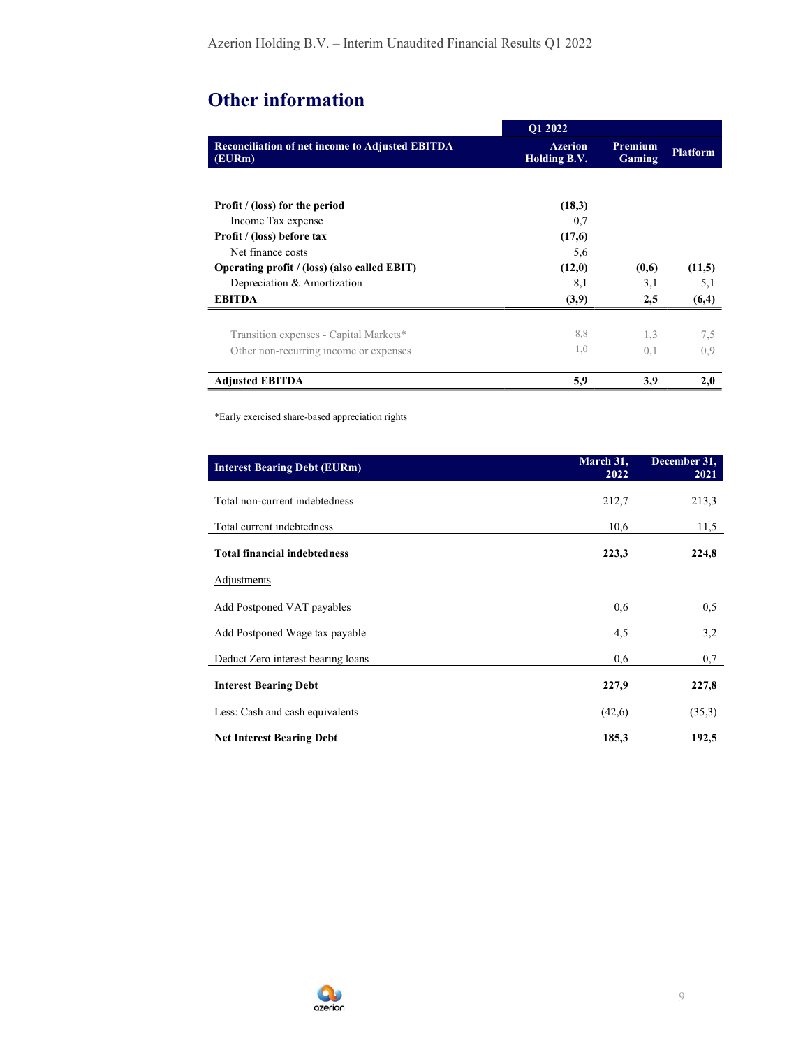## Other information

| Reconciliation of net income to Adjusted EBITDA (EURm) | Q1 2022 Azerion Holding B.V. | Premium Gaming | Platform |
|---|---|---|---|
| **Profit / (loss) for the period** | **(18,3)** | | |
| Income Tax expense | 0,7 | | |
| **Profit / (loss) before tax** | **(17,6)** | | |
| Net finance costs | 5,6 | | |
| **Operating profit / (loss) (also called EBIT)** | **(12,0)** | **(0,6)** | **(11,5)** |
| Depreciation & Amortization | 8,1 | 3,1 | 5,1 |
| **EBITDA** | **(3,9)** | **2,5** | **(6,4)** |
| Transition expenses - Capital Markets* | 8,8 | 1,3 | 7,5 |
| Other non-recurring income or expenses | 1,0 | 0,1 | 0,9 |
| **Adjusted EBITDA** | **5,9** | **3,9** | **2,0** |

*Early exercised share-based appreciation rights

| Interest Bearing Debt (EURm) | March 31, 2022 | December 31, 2021 |
|---|---|---|
| Total non-current indebtedness | 212,7 | 213,3 |
| Total current indebtedness | 10,6 | 11,5 |
| **Total financial indebtedness** | **223,3** | **224,8** |
| Adjustments | | |
| Add Postponed VAT payables | 0,6 | 0,5 |
| Add Postponed Wage tax payable | 4,5 | 3,2 |
| Deduct Zero interest bearing loans | 0,6 | 0,7 |
| **Interest Bearing Debt** | **227,9** | **227,8** |
| Less: Cash and cash equivalents | (42,6) | (35,3) |
| **Net Interest Bearing Debt** | **185,3** | **192,5** |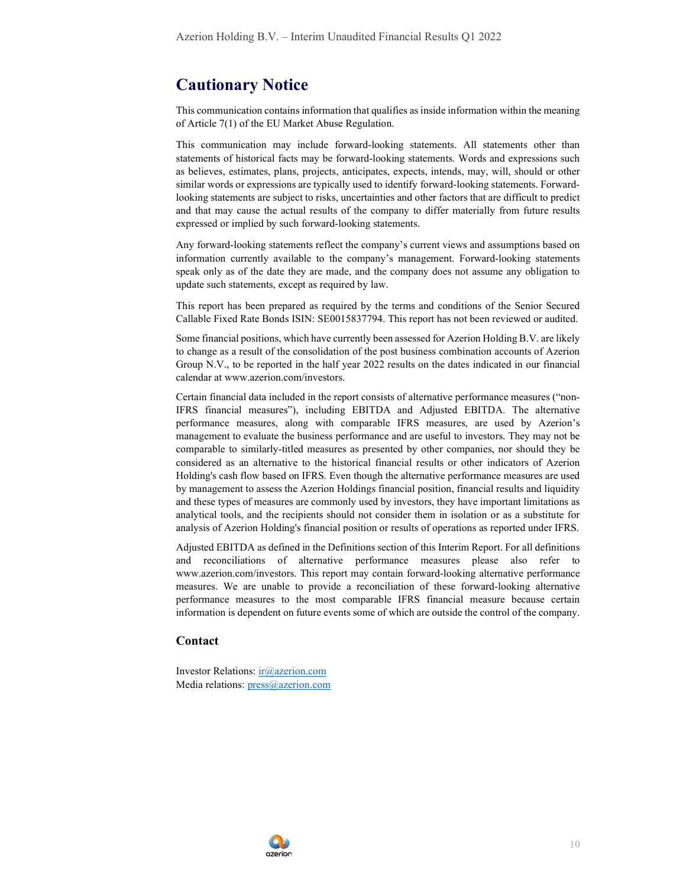# Cautionary Notice

This communication contains information that qualifies as inside information within the meaning of Article 7(1) of the EU Market Abuse Regulation.

This communication may include forward-looking statements. All statements other than statements of historical facts may be forward-looking statements. Words and expressions such as believes, estimates, plans, projects, anticipates, expects, intends, may, will, should or other similar words or expressions are typically used to identify forward-looking statements. Forward-looking statements are subject to risks, uncertainties and other factors that are difficult to predict and that may cause the actual results of the company to differ materially from future results expressed or implied by such forward-looking statements.

Any forward-looking statements reflect the company's current views and assumptions based on information currently available to the company's management. Forward-looking statements speak only as of the date they are made, and the company does not assume any obligation to update such statements, except as required by law.

This report has been prepared as required by the terms and conditions of the Senior Secured Callable Fixed Rate Bonds ISIN: SE0015837794. This report has not been reviewed or audited.

Some financial positions, which have currently been assessed for Azerion Holding B.V. are likely to change as a result of the consolidation of the post business combination accounts of Azerion Group N.V., to be reported in the half year 2022 results on the dates indicated in our financial calendar at www.azerion.com/investors.

Certain financial data included in the report consists of alternative performance measures ("non-IFRS financial measures"), including EBITDA and Adjusted EBITDA. The alternative performance measures, along with comparable IFRS measures, are used by Azerion's management to evaluate the business performance and are useful to investors. They may not be comparable to similarly-titled measures as presented by other companies, nor should they be considered as an alternative to the historical financial results or other indicators of Azerion Holding's cash flow based on IFRS. Even though the alternative performance measures are used by management to assess the Azerion Holdings financial position, financial results and liquidity and these types of measures are commonly used by investors, they have important limitations as analytical tools, and the recipients should not consider them in isolation or as a substitute for analysis of Azerion Holding's financial position or results of operations as reported under IFRS.

Adjusted EBITDA as defined in the Definitions section of this Interim Report. For all definitions and reconciliations of alternative performance measures please also refer to www.azerion.com/investors. This report may contain forward-looking alternative performance measures. We are unable to provide a reconciliation of these forward-looking alternative performance measures to the most comparable IFRS financial measure because certain information is dependent on future events some of which are outside the control of the company.

## Contact

Investor Relations: ir@azerion.com
Media relations: press@azerion.com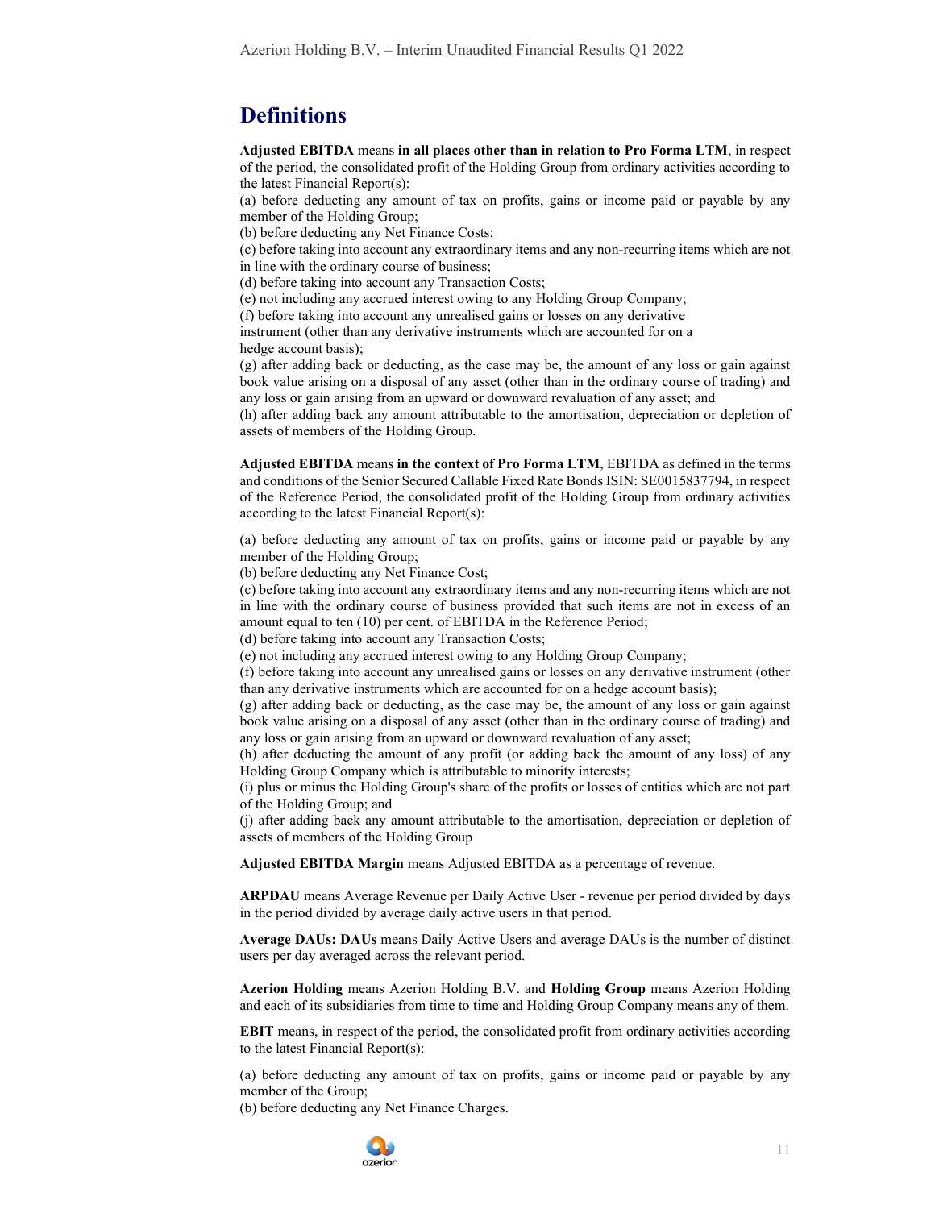# Definitions

**Adjusted EBITDA** means **in all places other than in relation to Pro Forma LTM**, in respect of the period, the consolidated profit of the Holding Group from ordinary activities according to the latest Financial Report(s):

(a) before deducting any amount of tax on profits, gains or income paid or payable by any member of the Holding Group;
(b) before deducting any Net Finance Costs;
(c) before taking into account any extraordinary items and any non-recurring items which are not in line with the ordinary course of business;
(d) before taking into account any Transaction Costs;
(e) not including any accrued interest owing to any Holding Group Company;
(f) before taking into account any unrealised gains or losses on any derivative instrument (other than any derivative instruments which are accounted for on a hedge account basis);
(g) after adding back or deducting, as the case may be, the amount of any loss or gain against book value arising on a disposal of any asset (other than in the ordinary course of trading) and any loss or gain arising from an upward or downward revaluation of any asset; and
(h) after adding back any amount attributable to the amortisation, depreciation or depletion of assets of members of the Holding Group.

**Adjusted EBITDA** means **in the context of Pro Forma LTM**, EBITDA as defined in the terms and conditions of the Senior Secured Callable Fixed Rate Bonds ISIN: SE0015837794, in respect of the Reference Period, the consolidated profit of the Holding Group from ordinary activities according to the latest Financial Report(s):

(a) before deducting any amount of tax on profits, gains or income paid or payable by any member of the Holding Group;
(b) before deducting any Net Finance Cost;
(c) before taking into account any extraordinary items and any non-recurring items which are not in line with the ordinary course of business provided that such items are not in excess of an amount equal to ten (10) per cent. of EBITDA in the Reference Period;
(d) before taking into account any Transaction Costs;
(e) not including any accrued interest owing to any Holding Group Company;
(f) before taking into account any unrealised gains or losses on any derivative instrument (other than any derivative instruments which are accounted for on a hedge account basis);
(g) after adding back or deducting, as the case may be, the amount of any loss or gain against book value arising on a disposal of any asset (other than in the ordinary course of trading) and any loss or gain arising from an upward or downward revaluation of any asset;
(h) after deducting the amount of any profit (or adding back the amount of any loss) of any Holding Group Company which is attributable to minority interests;
(i) plus or minus the Holding Group's share of the profits or losses of entities which are not part of the Holding Group; and
(j) after adding back any amount attributable to the amortisation, depreciation or depletion of assets of members of the Holding Group

**Adjusted EBITDA Margin** means Adjusted EBITDA as a percentage of revenue.

**ARPDAU** means Average Revenue per Daily Active User - revenue per period divided by days in the period divided by average daily active users in that period.

**Average DAUs: DAUs** means Daily Active Users and average DAUs is the number of distinct users per day averaged across the relevant period.

**Azerion Holding** means Azerion Holding B.V. and **Holding Group** means Azerion Holding and each of its subsidiaries from time to time and Holding Group Company means any of them.

**EBIT** means, in respect of the period, the consolidated profit from ordinary activities according to the latest Financial Report(s):

(a) before deducting any amount of tax on profits, gains or income paid or payable by any member of the Group;
(b) before deducting any Net Finance Charges.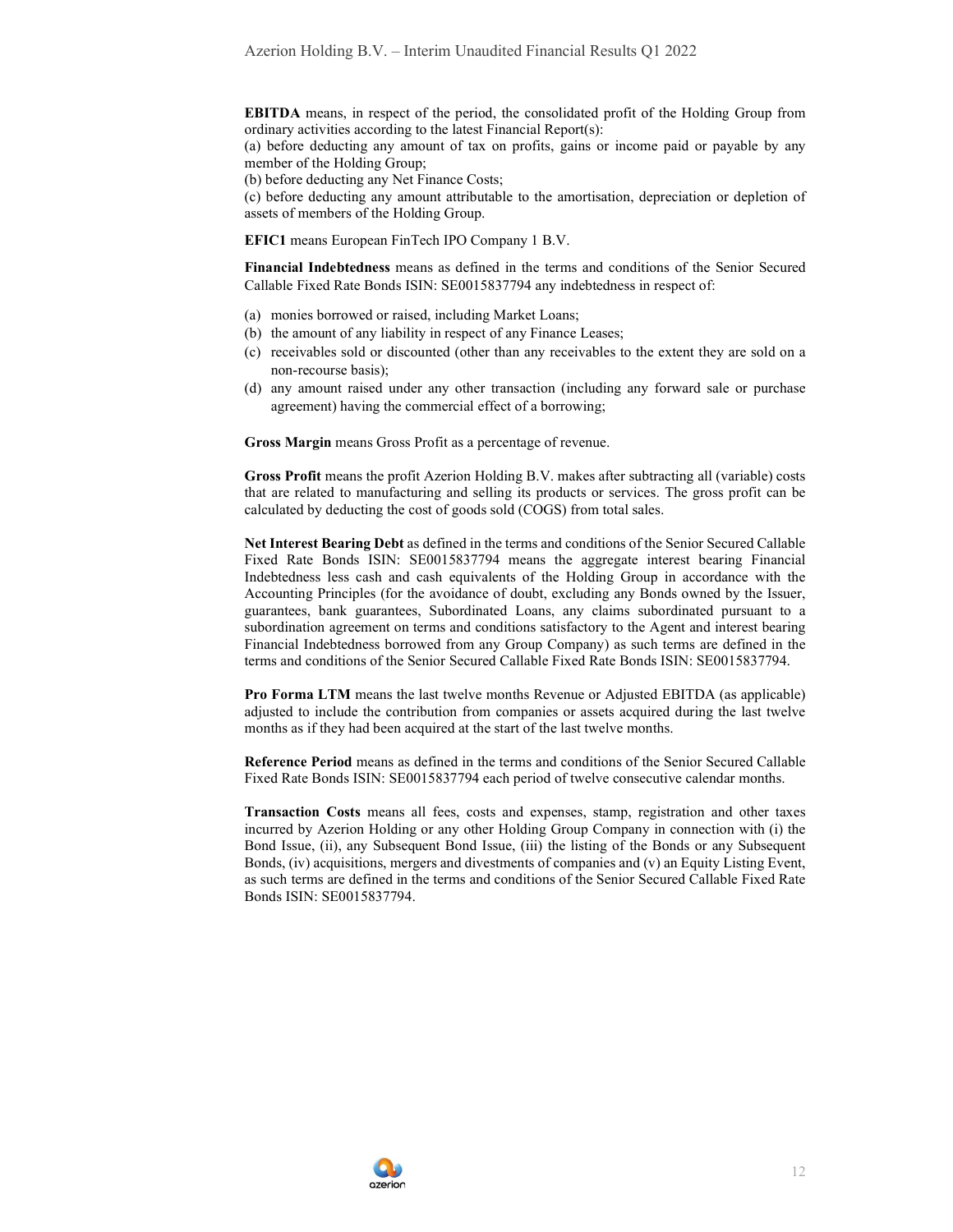**EBITDA** means, in respect of the period, the consolidated profit of the Holding Group from ordinary activities according to the latest Financial Report(s):

(a) before deducting any amount of tax on profits, gains or income paid or payable by any member of the Holding Group;

(b) before deducting any Net Finance Costs;

(c) before deducting any amount attributable to the amortisation, depreciation or depletion of assets of members of the Holding Group.

**EFIC1** means European FinTech IPO Company 1 B.V.

**Financial Indebtedness** means as defined in the terms and conditions of the Senior Secured Callable Fixed Rate Bonds ISIN: SE0015837794 any indebtedness in respect of:

(a) monies borrowed or raised, including Market Loans;
(b) the amount of any liability in respect of any Finance Leases;
(c) receivables sold or discounted (other than any receivables to the extent they are sold on a non-recourse basis);
(d) any amount raised under any other transaction (including any forward sale or purchase agreement) having the commercial effect of a borrowing;

**Gross Margin** means Gross Profit as a percentage of revenue.

**Gross Profit** means the profit Azerion Holding B.V. makes after subtracting all (variable) costs that are related to manufacturing and selling its products or services. The gross profit can be calculated by deducting the cost of goods sold (COGS) from total sales.

**Net Interest Bearing Debt** as defined in the terms and conditions of the Senior Secured Callable Fixed Rate Bonds ISIN: SE0015837794 means the aggregate interest bearing Financial Indebtedness less cash and cash equivalents of the Holding Group in accordance with the Accounting Principles (for the avoidance of doubt, excluding any Bonds owned by the Issuer, guarantees, bank guarantees, Subordinated Loans, any claims subordinated pursuant to a subordination agreement on terms and conditions satisfactory to the Agent and interest bearing Financial Indebtedness borrowed from any Group Company) as such terms are defined in the terms and conditions of the Senior Secured Callable Fixed Rate Bonds ISIN: SE0015837794.

**Pro Forma LTM** means the last twelve months Revenue or Adjusted EBITDA (as applicable) adjusted to include the contribution from companies or assets acquired during the last twelve months as if they had been acquired at the start of the last twelve months.

**Reference Period** means as defined in the terms and conditions of the Senior Secured Callable Fixed Rate Bonds ISIN: SE0015837794 each period of twelve consecutive calendar months.

**Transaction Costs** means all fees, costs and expenses, stamp, registration and other taxes incurred by Azerion Holding or any other Holding Group Company in connection with (i) the Bond Issue, (ii), any Subsequent Bond Issue, (iii) the listing of the Bonds or any Subsequent Bonds, (iv) acquisitions, mergers and divestments of companies and (v) an Equity Listing Event, as such terms are defined in the terms and conditions of the Senior Secured Callable Fixed Rate Bonds ISIN: SE0015837794.